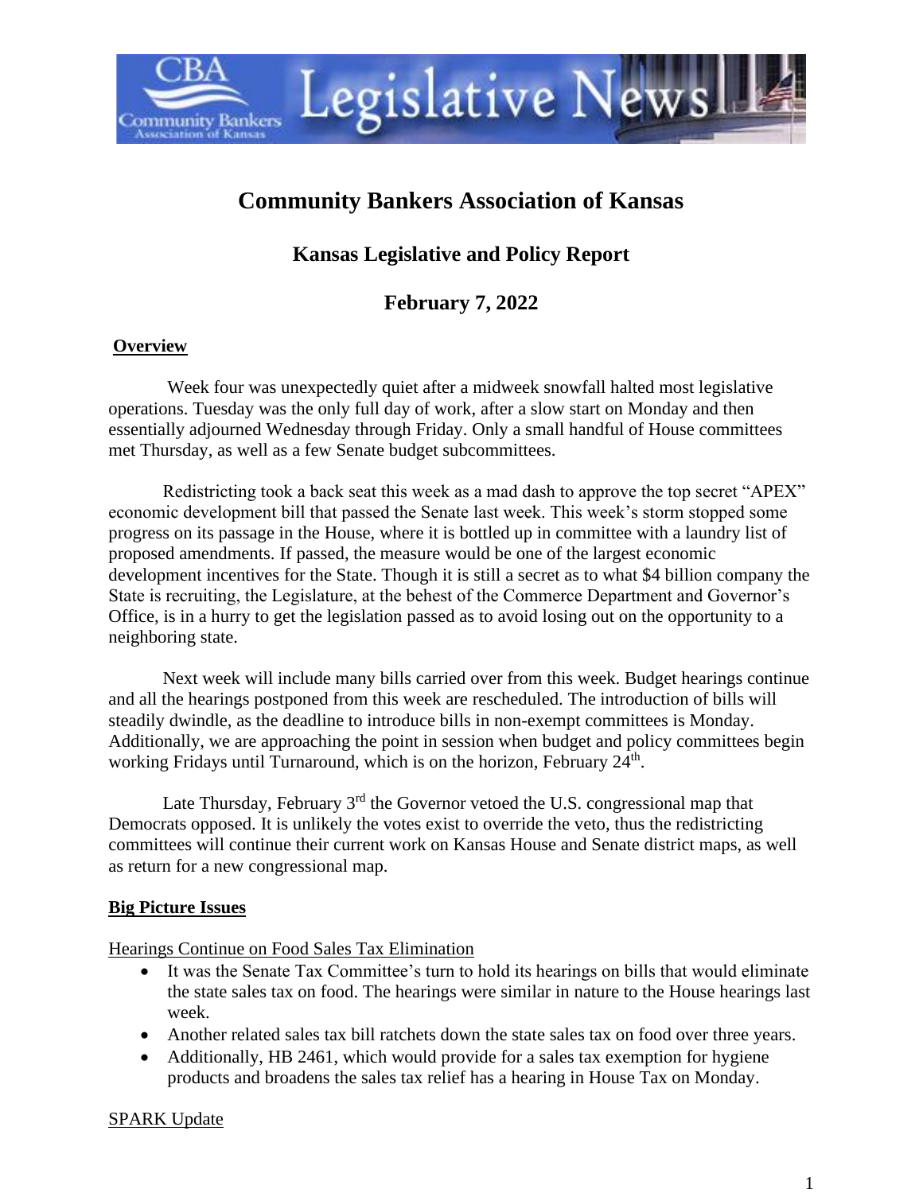# Community Bankers Association of Kansas

## Kansas Legislative and Policy Report

## February 7, 2022

**Overview**

Week four was unexpectedly quiet after a midweek snowfall halted most legislative operations. Tuesday was the only full day of work, after a slow start on Monday and then essentially adjourned Wednesday through Friday. Only a small handful of House committees met Thursday, as well as a few Senate budget subcommittees.

Redistricting took a back seat this week as a mad dash to approve the top secret "APEX" economic development bill that passed the Senate last week. This week's storm stopped some progress on its passage in the House, where it is bottled up in committee with a laundry list of proposed amendments. If passed, the measure would be one of the largest economic development incentives for the State. Though it is still a secret as to what $4 billion company the State is recruiting, the Legislature, at the behest of the Commerce Department and Governor's Office, is in a hurry to get the legislation passed as to avoid losing out on the opportunity to a neighboring state.

Next week will include many bills carried over from this week. Budget hearings continue and all the hearings postponed from this week are rescheduled. The introduction of bills will steadily dwindle, as the deadline to introduce bills in non-exempt committees is Monday. Additionally, we are approaching the point in session when budget and policy committees begin working Fridays until Turnaround, which is on the horizon, February 24th.

Late Thursday, February 3rd the Governor vetoed the U.S. congressional map that Democrats opposed. It is unlikely the votes exist to override the veto, thus the redistricting committees will continue their current work on Kansas House and Senate district maps, as well as return for a new congressional map.

**Big Picture Issues**

Hearings Continue on Food Sales Tax Elimination

- It was the Senate Tax Committee's turn to hold its hearings on bills that would eliminate the state sales tax on food. The hearings were similar in nature to the House hearings last week.
- Another related sales tax bill ratchets down the state sales tax on food over three years.
- Additionally, HB 2461, which would provide for a sales tax exemption for hygiene products and broadens the sales tax relief has a hearing in House Tax on Monday.

SPARK Update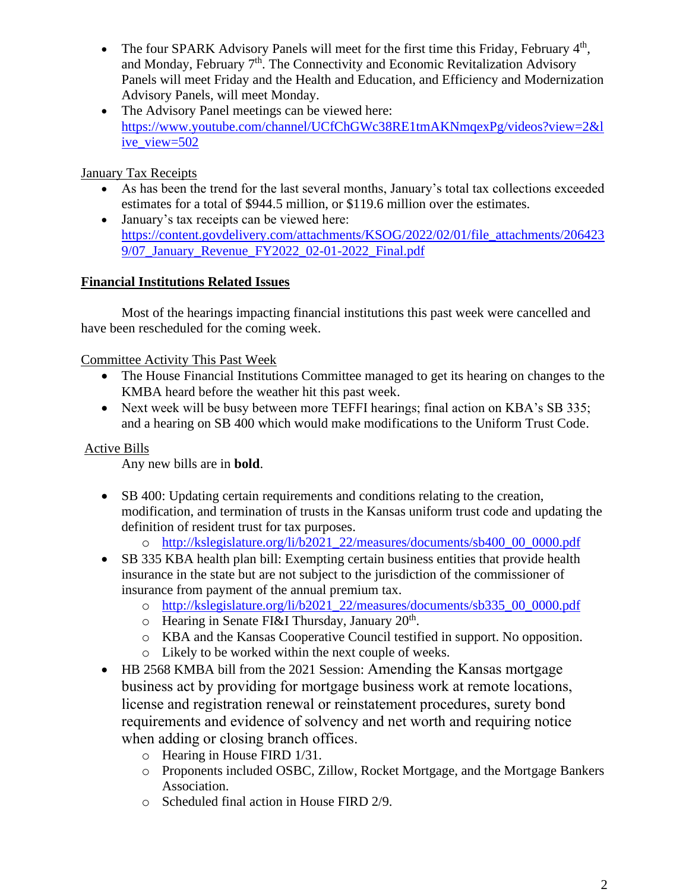- The four SPARK Advisory Panels will meet for the first time this Friday, February 4th, and Monday, February 7th. The Connectivity and Economic Revitalization Advisory Panels will meet Friday and the Health and Education, and Efficiency and Modernization Advisory Panels, will meet Monday.
- The Advisory Panel meetings can be viewed here: https://www.youtube.com/channel/UCfChGWc38RE1tmAKNmqexPg/videos?view=2&live_view=502

January Tax Receipts

- As has been the trend for the last several months, January's total tax collections exceeded estimates for a total of $944.5 million, or $119.6 million over the estimates.
- January's tax receipts can be viewed here: https://content.govdelivery.com/attachments/KSOG/2022/02/01/file_attachments/2064239/07_January_Revenue_FY2022_02-01-2022_Final.pdf

**Financial Institutions Related Issues**

Most of the hearings impacting financial institutions this past week were cancelled and have been rescheduled for the coming week.

Committee Activity This Past Week

- The House Financial Institutions Committee managed to get its hearing on changes to the KMBA heard before the weather hit this past week.
- Next week will be busy between more TEFFI hearings; final action on KBA's SB 335; and a hearing on SB 400 which would make modifications to the Uniform Trust Code.

Active Bills

Any new bills are in **bold**.

- SB 400: Updating certain requirements and conditions relating to the creation, modification, and termination of trusts in the Kansas uniform trust code and updating the definition of resident trust for tax purposes.
  - http://kslegislature.org/li/b2021_22/measures/documents/sb400_00_0000.pdf
- SB 335 KBA health plan bill: Exempting certain business entities that provide health insurance in the state but are not subject to the jurisdiction of the commissioner of insurance from payment of the annual premium tax.
  - http://kslegislature.org/li/b2021_22/measures/documents/sb335_00_0000.pdf
  - Hearing in Senate FI&I Thursday, January 20th.
  - KBA and the Kansas Cooperative Council testified in support. No opposition.
  - Likely to be worked within the next couple of weeks.
- HB 2568 KMBA bill from the 2021 Session: Amending the Kansas mortgage business act by providing for mortgage business work at remote locations, license and registration renewal or reinstatement procedures, surety bond requirements and evidence of solvency and net worth and requiring notice when adding or closing branch offices.
  - Hearing in House FIRD 1/31.
  - Proponents included OSBC, Zillow, Rocket Mortgage, and the Mortgage Bankers Association.
  - Scheduled final action in House FIRD 2/9.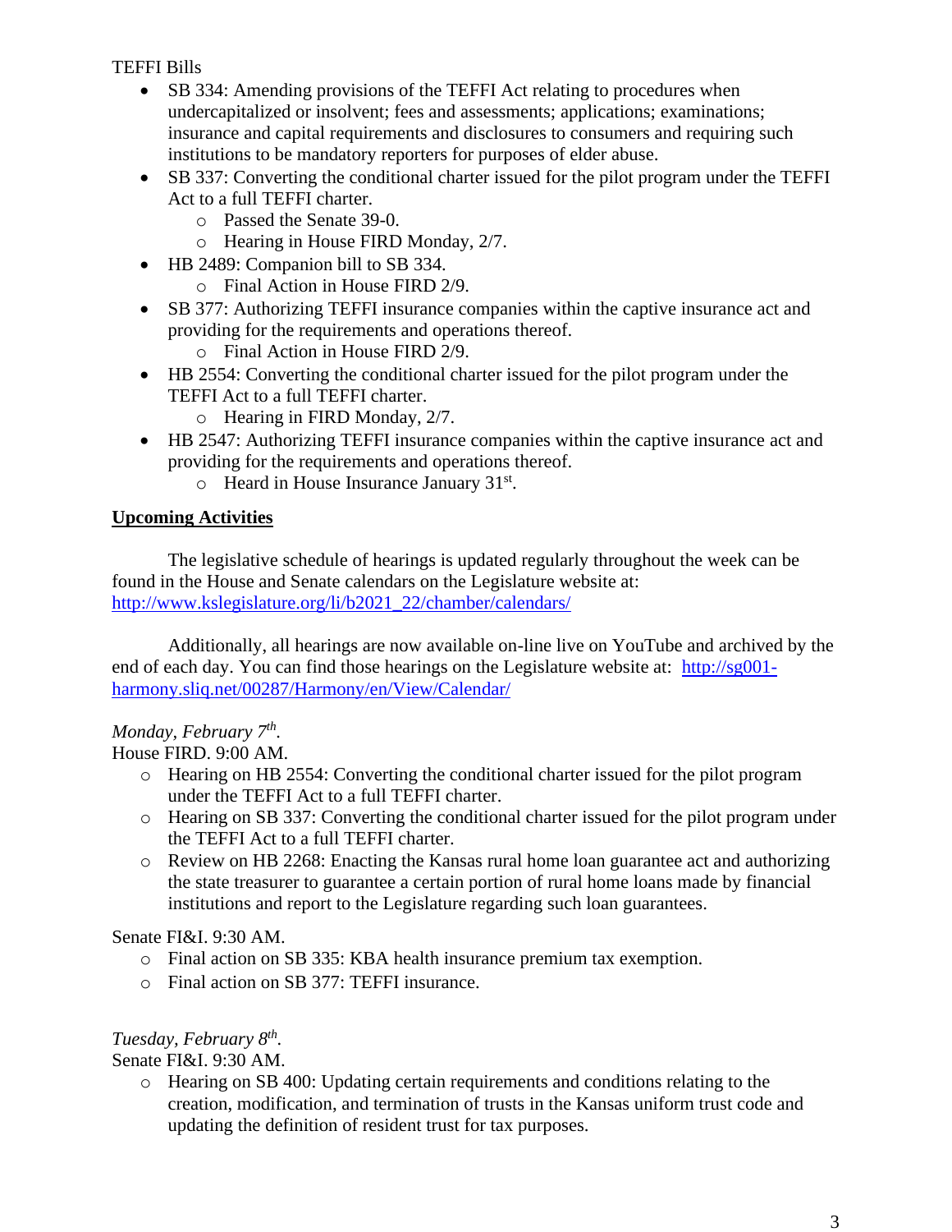TEFFI Bills

- SB 334: Amending provisions of the TEFFI Act relating to procedures when undercapitalized or insolvent; fees and assessments; applications; examinations; insurance and capital requirements and disclosures to consumers and requiring such institutions to be mandatory reporters for purposes of elder abuse.
- SB 337: Converting the conditional charter issued for the pilot program under the TEFFI Act to a full TEFFI charter.
  - Passed the Senate 39-0.
  - Hearing in House FIRD Monday, 2/7.
- HB 2489: Companion bill to SB 334.
  - Final Action in House FIRD 2/9.
- SB 377: Authorizing TEFFI insurance companies within the captive insurance act and providing for the requirements and operations thereof.
  - Final Action in House FIRD 2/9.
- HB 2554: Converting the conditional charter issued for the pilot program under the TEFFI Act to a full TEFFI charter.
  - Hearing in FIRD Monday, 2/7.
- HB 2547: Authorizing TEFFI insurance companies within the captive insurance act and providing for the requirements and operations thereof.
  - Heard in House Insurance January 31st.

**Upcoming Activities**

The legislative schedule of hearings is updated regularly throughout the week can be found in the House and Senate calendars on the Legislature website at: http://www.kslegislature.org/li/b2021_22/chamber/calendars/

Additionally, all hearings are now available on-line live on YouTube and archived by the end of each day. You can find those hearings on the Legislature website at: http://sg001-harmony.sliq.net/00287/Harmony/en/View/Calendar/

*Monday, February 7th.*

House FIRD. 9:00 AM.

- Hearing on HB 2554: Converting the conditional charter issued for the pilot program under the TEFFI Act to a full TEFFI charter.
- Hearing on SB 337: Converting the conditional charter issued for the pilot program under the TEFFI Act to a full TEFFI charter.
- Review on HB 2268: Enacting the Kansas rural home loan guarantee act and authorizing the state treasurer to guarantee a certain portion of rural home loans made by financial institutions and report to the Legislature regarding such loan guarantees.

Senate FI&I. 9:30 AM.

- Final action on SB 335: KBA health insurance premium tax exemption.
- Final action on SB 377: TEFFI insurance.

*Tuesday, February 8th.*

Senate FI&I. 9:30 AM.

- Hearing on SB 400: Updating certain requirements and conditions relating to the creation, modification, and termination of trusts in the Kansas uniform trust code and updating the definition of resident trust for tax purposes.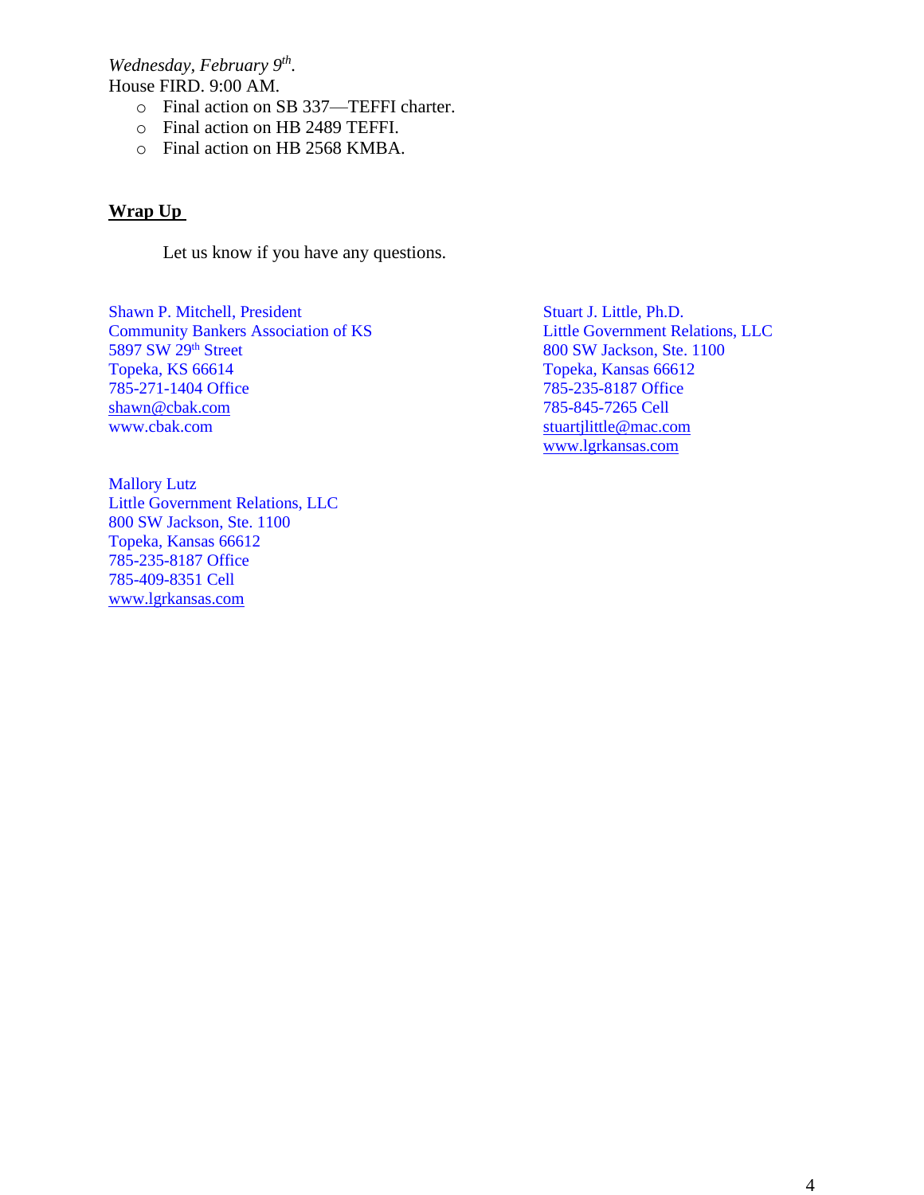*Wednesday, February 9th.*
House FIRD. 9:00 AM.

- Final action on SB 337—TEFFI charter.
- Final action on HB 2489 TEFFI.
- Final action on HB 2568 KMBA.

**Wrap Up**

Let us know if you have any questions.

Shawn P. Mitchell, President
Community Bankers Association of KS
5897 SW 29th Street
Topeka, KS 66614
785-271-1404 Office
shawn@cbak.com
www.cbak.com

Stuart J. Little, Ph.D.
Little Government Relations, LLC
800 SW Jackson, Ste. 1100
Topeka, Kansas 66612
785-235-8187 Office
785-845-7265 Cell
stuartjlittle@mac.com
www.lgrkansas.com

Mallory Lutz
Little Government Relations, LLC
800 SW Jackson, Ste. 1100
Topeka, Kansas 66612
785-235-8187 Office
785-409-8351 Cell
www.lgrkansas.com